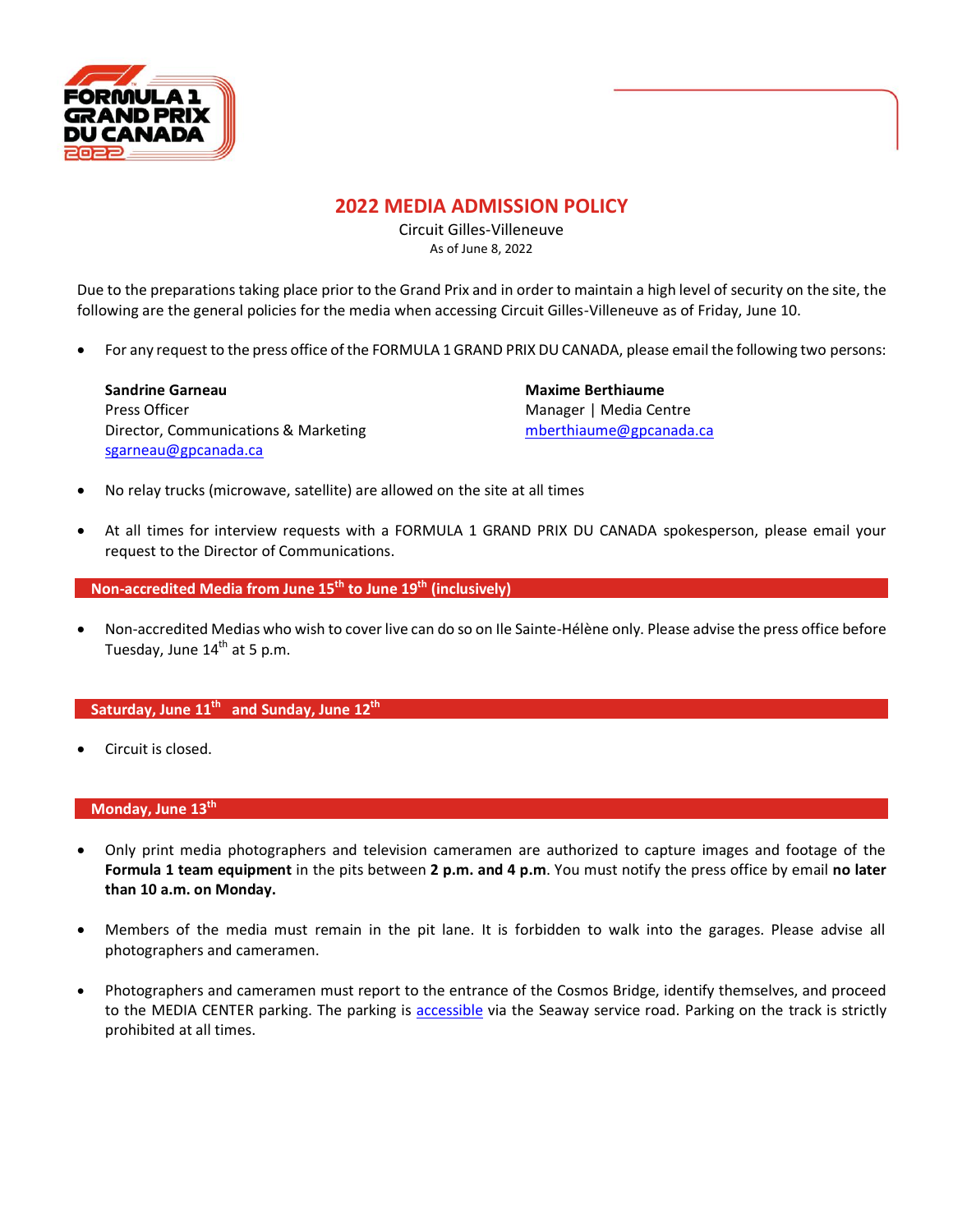# 2022 MEDIA ADMISSION POLICY

Circuit Gilles-Villeneuve

As of June 8, 2022

Due to the preparations taking place prior to the Grand Prix and in order to maintain a high level of security on the site, the following are the general policies for the media when accessing Circuit Gilles-Villeneuve as of Friday, June 10.

- For any request to the press office of the FORMULA 1 GRAND PRIX DU CANADA, please email the following two persons:

  **Sandrine Garneau**
  Press Officer
  Director, Communications & Marketing
  sgarneau@gpcanada.ca

  **Maxime Berthiaume**
  Manager | Media Centre
  mberthiaume@gpcanada.ca

- No relay trucks (microwave, satellite) are allowed on the site at all times
- At all times for interview requests with a FORMULA 1 GRAND PRIX DU CANADA spokesperson, please email your request to the Director of Communications.

## Non-accredited Media from June 15th to June 19th (inclusively)

- Non-accredited Medias who wish to cover live can do so on Ile Sainte-Hélène only. Please advise the press office before Tuesday, June 14th at 5 p.m.

## Saturday, June 11th and Sunday, June 12th

- Circuit is closed.

## Monday, June 13th

- Only print media photographers and television cameramen are authorized to capture images and footage of the **Formula 1 team equipment** in the pits between **2 p.m. and 4 p.m**. You must notify the press office by email **no later than 10 a.m. on Monday.**
- Members of the media must remain in the pit lane. It is forbidden to walk into the garages. Please advise all photographers and cameramen.
- Photographers and cameramen must report to the entrance of the Cosmos Bridge, identify themselves, and proceed to the MEDIA CENTER parking. The parking is accessible via the Seaway service road. Parking on the track is strictly prohibited at all times.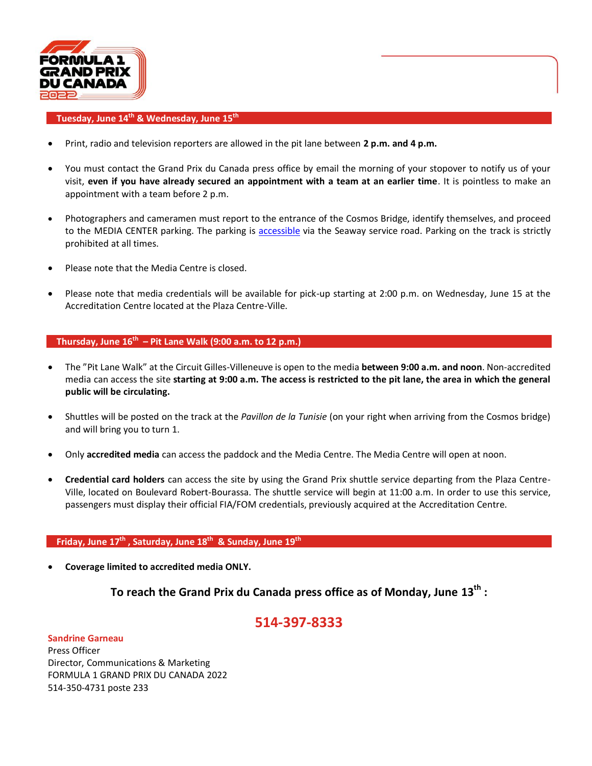## Tuesday, June 14th & Wednesday, June 15th

- Print, radio and television reporters are allowed in the pit lane between **2 p.m. and 4 p.m.**
- You must contact the Grand Prix du Canada press office by email the morning of your stopover to notify us of your visit, **even if you have already secured an appointment with a team at an earlier time**. It is pointless to make an appointment with a team before 2 p.m.
- Photographers and cameramen must report to the entrance of the Cosmos Bridge, identify themselves, and proceed to the MEDIA CENTER parking. The parking is accessible via the Seaway service road. Parking on the track is strictly prohibited at all times.
- Please note that the Media Centre is closed.
- Please note that media credentials will be available for pick-up starting at 2:00 p.m. on Wednesday, June 15 at the Accreditation Centre located at the Plaza Centre-Ville.

## Thursday, June 16th – Pit Lane Walk (9:00 a.m. to 12 p.m.)

- The "Pit Lane Walk" at the Circuit Gilles-Villeneuve is open to the media **between 9:00 a.m. and noon**. Non-accredited media can access the site **starting at 9:00 a.m. The access is restricted to the pit lane, the area in which the general public will be circulating.**
- Shuttles will be posted on the track at the *Pavillon de la Tunisie* (on your right when arriving from the Cosmos bridge) and will bring you to turn 1.
- Only **accredited media** can access the paddock and the Media Centre. The Media Centre will open at noon.
- **Credential card holders** can access the site by using the Grand Prix shuttle service departing from the Plaza Centre-Ville, located on Boulevard Robert-Bourassa. The shuttle service will begin at 11:00 a.m. In order to use this service, passengers must display their official FIA/FOM credentials, previously acquired at the Accreditation Centre.

## Friday, June 17th, Saturday, June 18th & Sunday, June 19th

- **Coverage limited to accredited media ONLY.**

**To reach the Grand Prix du Canada press office as of Monday, June 13th :**

**514-397-8333**

**Sandrine Garneau**
Press Officer
Director, Communications & Marketing
FORMULA 1 GRAND PRIX DU CANADA 2022
514-350-4731 poste 233